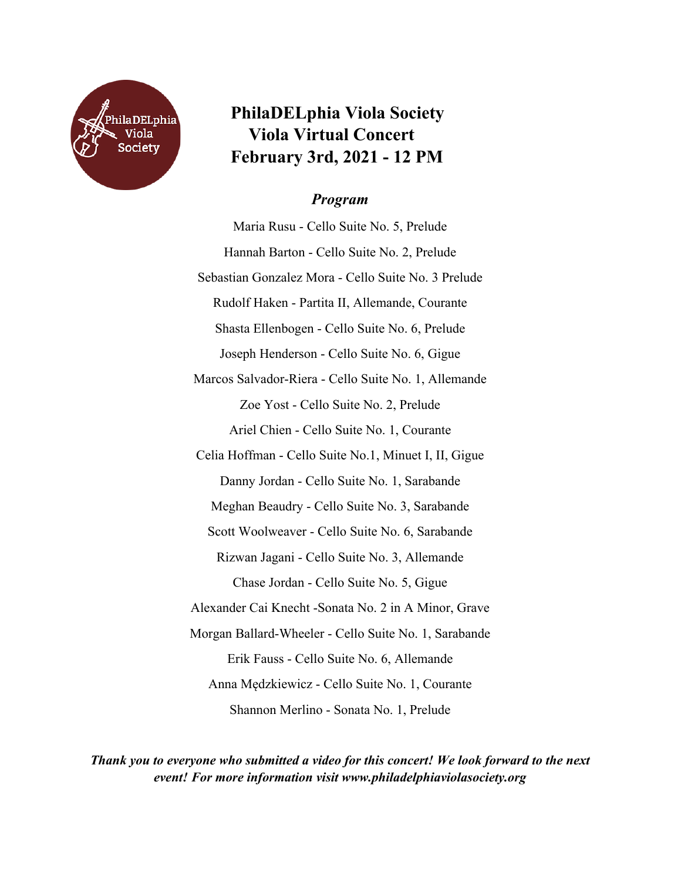# PhilaDELphia Viola Society
## Viola Virtual Concert
## February 3rd, 2021 - 12 PM

### *Program*

Maria Rusu - Cello Suite No. 5, Prelude

Hannah Barton - Cello Suite No. 2, Prelude

Sebastian Gonzalez Mora - Cello Suite No. 3 Prelude

Rudolf Haken - Partita II, Allemande, Courante

Shasta Ellenbogen - Cello Suite No. 6, Prelude

Joseph Henderson - Cello Suite No. 6, Gigue

Marcos Salvador-Riera - Cello Suite No. 1, Allemande

Zoe Yost - Cello Suite No. 2, Prelude

Ariel Chien - Cello Suite No. 1, Courante

Celia Hoffman - Cello Suite No.1, Minuet I, II, Gigue

Danny Jordan - Cello Suite No. 1, Sarabande

Meghan Beaudry - Cello Suite No. 3, Sarabande

Scott Woolweaver - Cello Suite No. 6, Sarabande

Rizwan Jagani - Cello Suite No. 3, Allemande

Chase Jordan - Cello Suite No. 5, Gigue

Alexander Cai Knecht -Sonata No. 2 in A Minor, Grave

Morgan Ballard-Wheeler - Cello Suite No. 1, Sarabande

Erik Fauss - Cello Suite No. 6, Allemande

Anna Mędzkiewicz - Cello Suite No. 1, Courante

Shannon Merlino - Sonata No. 1, Prelude

***Thank you to everyone who submitted a video for this concert! We look forward to the next event! For more information visit www.philadelphiaviolasociety.org***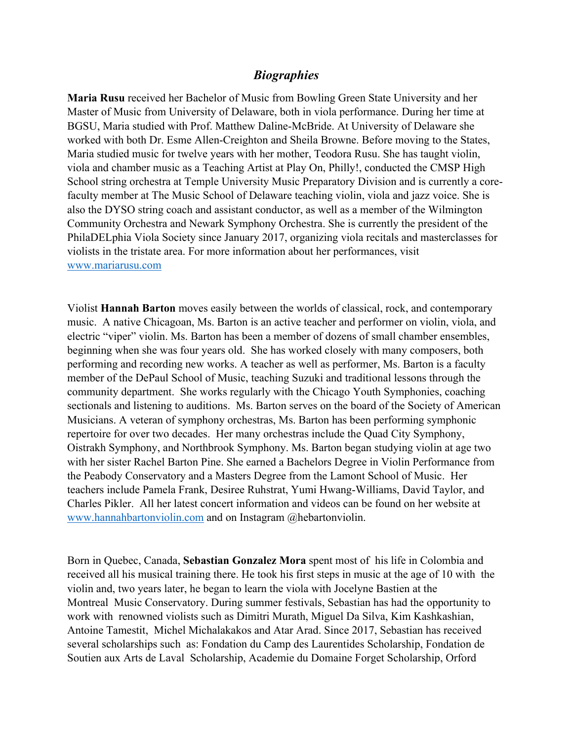## *Biographies*

**Maria Rusu** received her Bachelor of Music from Bowling Green State University and her Master of Music from University of Delaware, both in viola performance. During her time at BGSU, Maria studied with Prof. Matthew Daline-McBride. At University of Delaware she worked with both Dr. Esme Allen-Creighton and Sheila Browne. Before moving to the States, Maria studied music for twelve years with her mother, Teodora Rusu. She has taught violin, viola and chamber music as a Teaching Artist at Play On, Philly!, conducted the CMSP High School string orchestra at Temple University Music Preparatory Division and is currently a core-faculty member at The Music School of Delaware teaching violin, viola and jazz voice. She is also the DYSO string coach and assistant conductor, as well as a member of the Wilmington Community Orchestra and Newark Symphony Orchestra. She is currently the president of the PhilaDELphia Viola Society since January 2017, organizing viola recitals and masterclasses for violists in the tristate area. For more information about her performances, visit www.mariarusu.com

Violist **Hannah Barton** moves easily between the worlds of classical, rock, and contemporary music. A native Chicagoan, Ms. Barton is an active teacher and performer on violin, viola, and electric "viper" violin. Ms. Barton has been a member of dozens of small chamber ensembles, beginning when she was four years old. She has worked closely with many composers, both performing and recording new works. A teacher as well as performer, Ms. Barton is a faculty member of the DePaul School of Music, teaching Suzuki and traditional lessons through the community department. She works regularly with the Chicago Youth Symphonies, coaching sectionals and listening to auditions. Ms. Barton serves on the board of the Society of American Musicians. A veteran of symphony orchestras, Ms. Barton has been performing symphonic repertoire for over two decades. Her many orchestras include the Quad City Symphony, Oistrakh Symphony, and Northbrook Symphony. Ms. Barton began studying violin at age two with her sister Rachel Barton Pine. She earned a Bachelors Degree in Violin Performance from the Peabody Conservatory and a Masters Degree from the Lamont School of Music. Her teachers include Pamela Frank, Desiree Ruhstrat, Yumi Hwang-Williams, David Taylor, and Charles Pikler. All her latest concert information and videos can be found on her website at www.hannahbartonviolin.com and on Instagram @hebartonviolin.

Born in Quebec, Canada, **Sebastian Gonzalez Mora** spent most of his life in Colombia and received all his musical training there. He took his first steps in music at the age of 10 with the violin and, two years later, he began to learn the viola with Jocelyne Bastien at the Montreal Music Conservatory. During summer festivals, Sebastian has had the opportunity to work with renowned violists such as Dimitri Murath, Miguel Da Silva, Kim Kashkashian, Antoine Tamestit, Michel Michalakakos and Atar Arad. Since 2017, Sebastian has received several scholarships such as: Fondation du Camp des Laurentides Scholarship, Fondation de Soutien aux Arts de Laval Scholarship, Academie du Domaine Forget Scholarship, Orford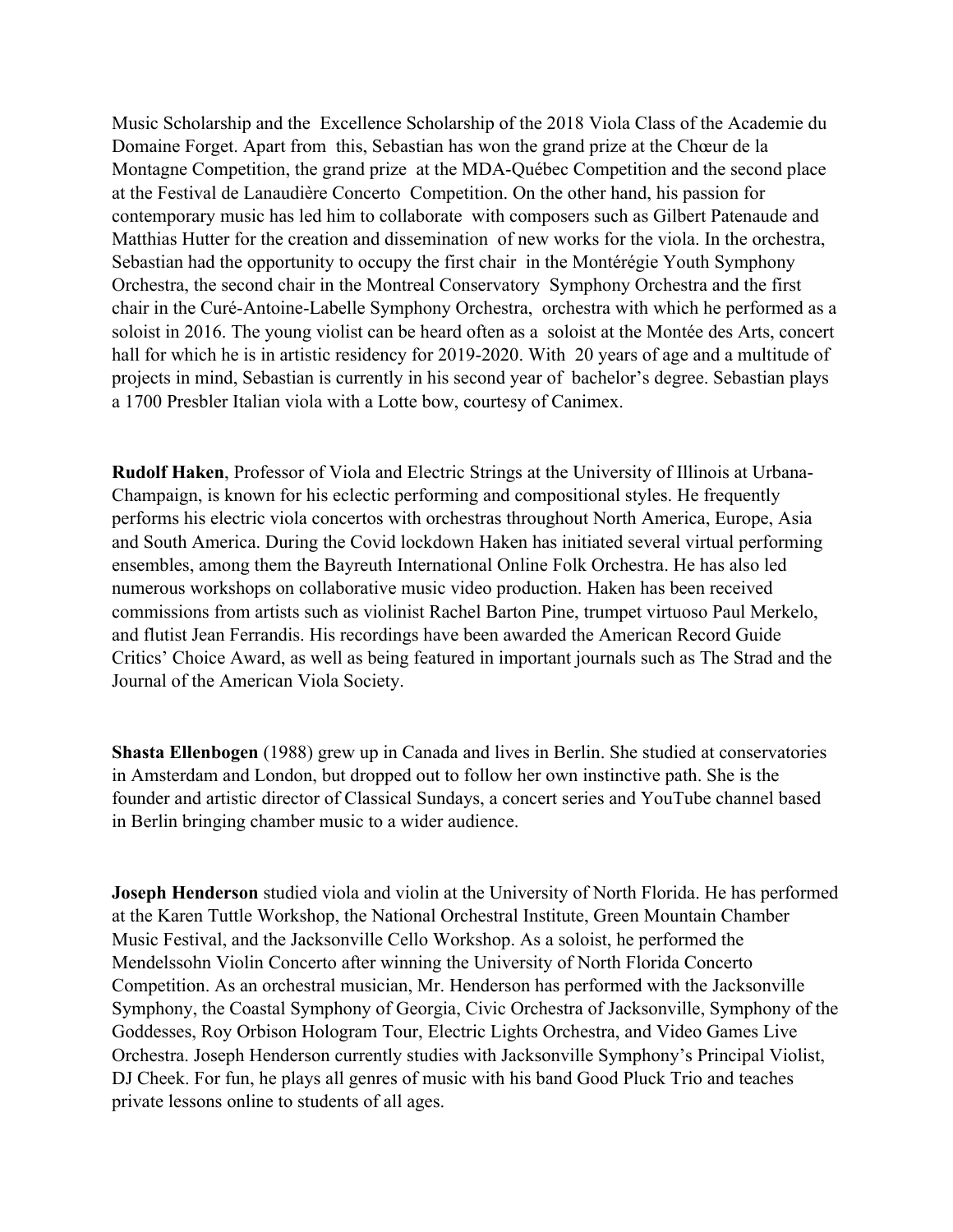Music Scholarship and the Excellence Scholarship of the 2018 Viola Class of the Academie du Domaine Forget. Apart from this, Sebastian has won the grand prize at the Chœur de la Montagne Competition, the grand prize at the MDA-Québec Competition and the second place at the Festival de Lanaudière Concerto Competition. On the other hand, his passion for contemporary music has led him to collaborate with composers such as Gilbert Patenaude and Matthias Hutter for the creation and dissemination of new works for the viola. In the orchestra, Sebastian had the opportunity to occupy the first chair in the Montérégie Youth Symphony Orchestra, the second chair in the Montreal Conservatory Symphony Orchestra and the first chair in the Curé-Antoine-Labelle Symphony Orchestra, orchestra with which he performed as a soloist in 2016. The young violist can be heard often as a soloist at the Montée des Arts, concert hall for which he is in artistic residency for 2019-2020. With 20 years of age and a multitude of projects in mind, Sebastian is currently in his second year of bachelor's degree. Sebastian plays a 1700 Presbler Italian viola with a Lotte bow, courtesy of Canimex.

**Rudolf Haken**, Professor of Viola and Electric Strings at the University of Illinois at Urbana-Champaign, is known for his eclectic performing and compositional styles. He frequently performs his electric viola concertos with orchestras throughout North America, Europe, Asia and South America. During the Covid lockdown Haken has initiated several virtual performing ensembles, among them the Bayreuth International Online Folk Orchestra. He has also led numerous workshops on collaborative music video production. Haken has been received commissions from artists such as violinist Rachel Barton Pine, trumpet virtuoso Paul Merkelo, and flutist Jean Ferrandis. His recordings have been awarded the American Record Guide Critics' Choice Award, as well as being featured in important journals such as The Strad and the Journal of the American Viola Society.

**Shasta Ellenbogen** (1988) grew up in Canada and lives in Berlin. She studied at conservatories in Amsterdam and London, but dropped out to follow her own instinctive path. She is the founder and artistic director of Classical Sundays, a concert series and YouTube channel based in Berlin bringing chamber music to a wider audience.

**Joseph Henderson** studied viola and violin at the University of North Florida. He has performed at the Karen Tuttle Workshop, the National Orchestral Institute, Green Mountain Chamber Music Festival, and the Jacksonville Cello Workshop. As a soloist, he performed the Mendelssohn Violin Concerto after winning the University of North Florida Concerto Competition. As an orchestral musician, Mr. Henderson has performed with the Jacksonville Symphony, the Coastal Symphony of Georgia, Civic Orchestra of Jacksonville, Symphony of the Goddesses, Roy Orbison Hologram Tour, Electric Lights Orchestra, and Video Games Live Orchestra. Joseph Henderson currently studies with Jacksonville Symphony's Principal Violist, DJ Cheek. For fun, he plays all genres of music with his band Good Pluck Trio and teaches private lessons online to students of all ages.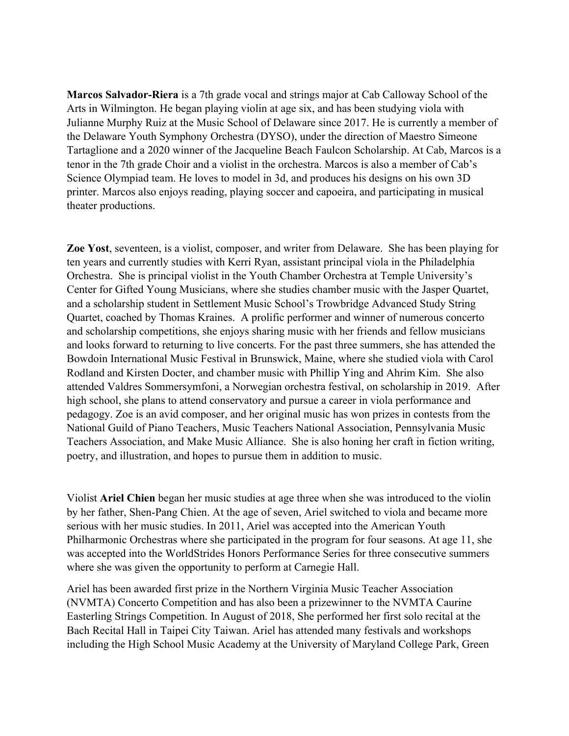**Marcos Salvador-Riera** is a 7th grade vocal and strings major at Cab Calloway School of the Arts in Wilmington. He began playing violin at age six, and has been studying viola with Julianne Murphy Ruiz at the Music School of Delaware since 2017. He is currently a member of the Delaware Youth Symphony Orchestra (DYSO), under the direction of Maestro Simeone Tartaglione and a 2020 winner of the Jacqueline Beach Faulcon Scholarship. At Cab, Marcos is a tenor in the 7th grade Choir and a violist in the orchestra. Marcos is also a member of Cab's Science Olympiad team. He loves to model in 3d, and produces his designs on his own 3D printer. Marcos also enjoys reading, playing soccer and capoeira, and participating in musical theater productions.

**Zoe Yost**, seventeen, is a violist, composer, and writer from Delaware. She has been playing for ten years and currently studies with Kerri Ryan, assistant principal viola in the Philadelphia Orchestra. She is principal violist in the Youth Chamber Orchestra at Temple University's Center for Gifted Young Musicians, where she studies chamber music with the Jasper Quartet, and a scholarship student in Settlement Music School's Trowbridge Advanced Study String Quartet, coached by Thomas Kraines. A prolific performer and winner of numerous concerto and scholarship competitions, she enjoys sharing music with her friends and fellow musicians and looks forward to returning to live concerts. For the past three summers, she has attended the Bowdoin International Music Festival in Brunswick, Maine, where she studied viola with Carol Rodland and Kirsten Docter, and chamber music with Phillip Ying and Ahrim Kim. She also attended Valdres Sommersymfoni, a Norwegian orchestra festival, on scholarship in 2019. After high school, she plans to attend conservatory and pursue a career in viola performance and pedagogy. Zoe is an avid composer, and her original music has won prizes in contests from the National Guild of Piano Teachers, Music Teachers National Association, Pennsylvania Music Teachers Association, and Make Music Alliance. She is also honing her craft in fiction writing, poetry, and illustration, and hopes to pursue them in addition to music.

Violist **Ariel Chien** began her music studies at age three when she was introduced to the violin by her father, Shen-Pang Chien. At the age of seven, Ariel switched to viola and became more serious with her music studies. In 2011, Ariel was accepted into the American Youth Philharmonic Orchestras where she participated in the program for four seasons. At age 11, she was accepted into the WorldStrides Honors Performance Series for three consecutive summers where she was given the opportunity to perform at Carnegie Hall.

Ariel has been awarded first prize in the Northern Virginia Music Teacher Association (NVMTA) Concerto Competition and has also been a prizewinner to the NVMTA Caurine Easterling Strings Competition. In August of 2018, She performed her first solo recital at the Bach Recital Hall in Taipei City Taiwan. Ariel has attended many festivals and workshops including the High School Music Academy at the University of Maryland College Park, Green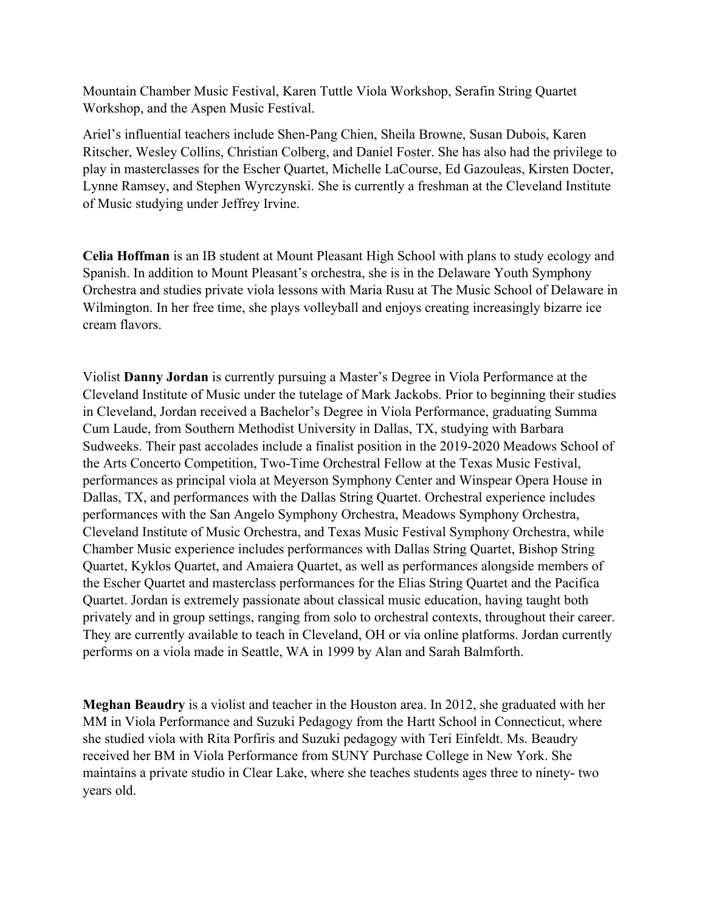Mountain Chamber Music Festival, Karen Tuttle Viola Workshop, Serafin String Quartet Workshop, and the Aspen Music Festival.

Ariel's influential teachers include Shen-Pang Chien, Sheila Browne, Susan Dubois, Karen Ritscher, Wesley Collins, Christian Colberg, and Daniel Foster. She has also had the privilege to play in masterclasses for the Escher Quartet, Michelle LaCourse, Ed Gazouleas, Kirsten Docter, Lynne Ramsey, and Stephen Wyrczynski. She is currently a freshman at the Cleveland Institute of Music studying under Jeffrey Irvine.

**Celia Hoffman** is an IB student at Mount Pleasant High School with plans to study ecology and Spanish. In addition to Mount Pleasant's orchestra, she is in the Delaware Youth Symphony Orchestra and studies private viola lessons with Maria Rusu at The Music School of Delaware in Wilmington. In her free time, she plays volleyball and enjoys creating increasingly bizarre ice cream flavors.

Violist **Danny Jordan** is currently pursuing a Master's Degree in Viola Performance at the Cleveland Institute of Music under the tutelage of Mark Jackobs. Prior to beginning their studies in Cleveland, Jordan received a Bachelor's Degree in Viola Performance, graduating Summa Cum Laude, from Southern Methodist University in Dallas, TX, studying with Barbara Sudweeks. Their past accolades include a finalist position in the 2019-2020 Meadows School of the Arts Concerto Competition, Two-Time Orchestral Fellow at the Texas Music Festival, performances as principal viola at Meyerson Symphony Center and Winspear Opera House in Dallas, TX, and performances with the Dallas String Quartet. Orchestral experience includes performances with the San Angelo Symphony Orchestra, Meadows Symphony Orchestra, Cleveland Institute of Music Orchestra, and Texas Music Festival Symphony Orchestra, while Chamber Music experience includes performances with Dallas String Quartet, Bishop String Quartet, Kyklos Quartet, and Amaiera Quartet, as well as performances alongside members of the Escher Quartet and masterclass performances for the Elias String Quartet and the Pacifica Quartet. Jordan is extremely passionate about classical music education, having taught both privately and in group settings, ranging from solo to orchestral contexts, throughout their career. They are currently available to teach in Cleveland, OH or via online platforms. Jordan currently performs on a viola made in Seattle, WA in 1999 by Alan and Sarah Balmforth.

**Meghan Beaudry** is a violist and teacher in the Houston area. In 2012, she graduated with her MM in Viola Performance and Suzuki Pedagogy from the Hartt School in Connecticut, where she studied viola with Rita Porfiris and Suzuki pedagogy with Teri Einfeldt. Ms. Beaudry received her BM in Viola Performance from SUNY Purchase College in New York. She maintains a private studio in Clear Lake, where she teaches students ages three to ninety- two years old.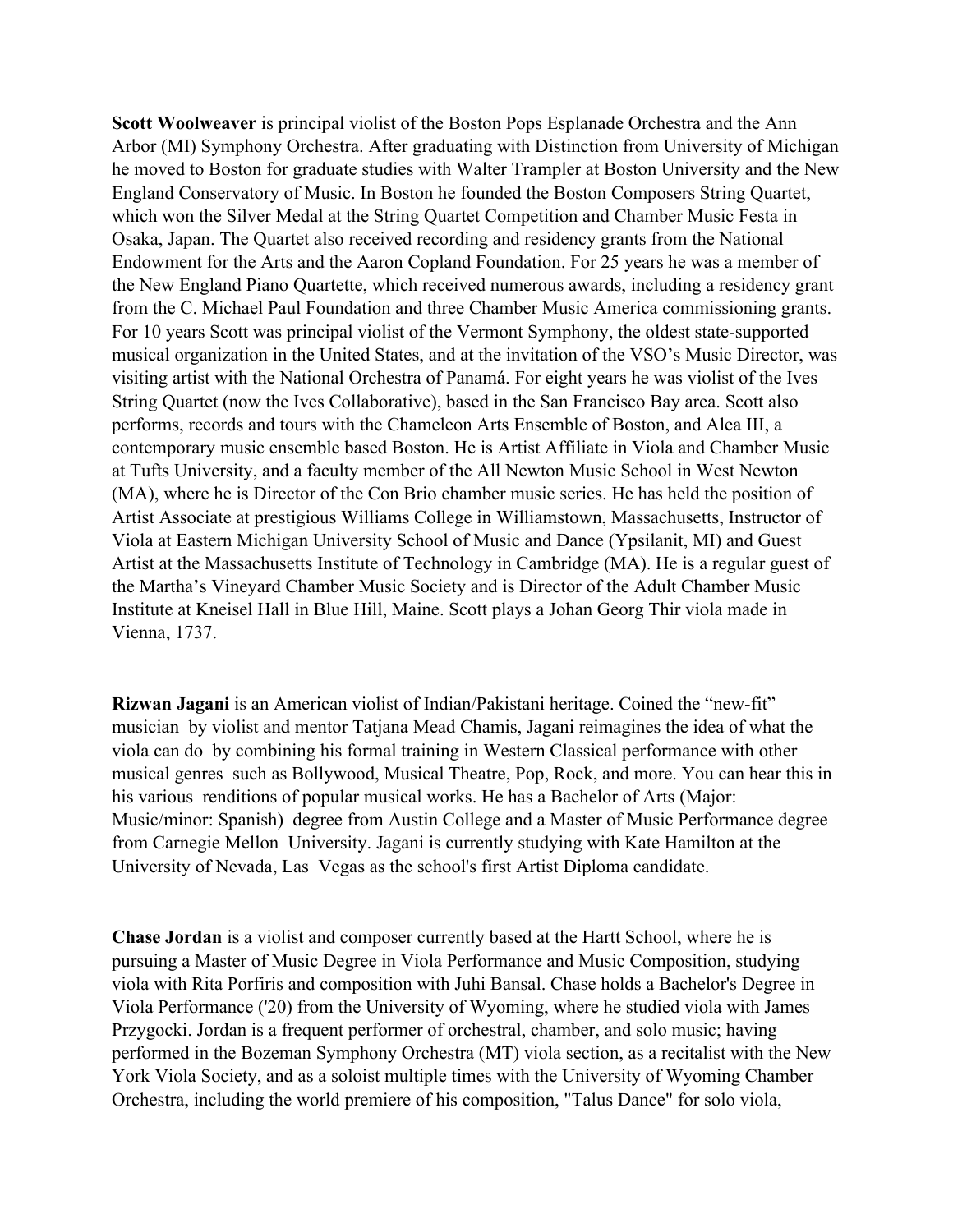**Scott Woolweaver** is principal violist of the Boston Pops Esplanade Orchestra and the Ann Arbor (MI) Symphony Orchestra. After graduating with Distinction from University of Michigan he moved to Boston for graduate studies with Walter Trampler at Boston University and the New England Conservatory of Music. In Boston he founded the Boston Composers String Quartet, which won the Silver Medal at the String Quartet Competition and Chamber Music Festa in Osaka, Japan. The Quartet also received recording and residency grants from the National Endowment for the Arts and the Aaron Copland Foundation. For 25 years he was a member of the New England Piano Quartette, which received numerous awards, including a residency grant from the C. Michael Paul Foundation and three Chamber Music America commissioning grants. For 10 years Scott was principal violist of the Vermont Symphony, the oldest state-supported musical organization in the United States, and at the invitation of the VSO's Music Director, was visiting artist with the National Orchestra of Panamá. For eight years he was violist of the Ives String Quartet (now the Ives Collaborative), based in the San Francisco Bay area. Scott also performs, records and tours with the Chameleon Arts Ensemble of Boston, and Alea III, a contemporary music ensemble based Boston. He is Artist Affiliate in Viola and Chamber Music at Tufts University, and a faculty member of the All Newton Music School in West Newton (MA), where he is Director of the Con Brio chamber music series. He has held the position of Artist Associate at prestigious Williams College in Williamstown, Massachusetts, Instructor of Viola at Eastern Michigan University School of Music and Dance (Ypsilanit, MI) and Guest Artist at the Massachusetts Institute of Technology in Cambridge (MA). He is a regular guest of the Martha's Vineyard Chamber Music Society and is Director of the Adult Chamber Music Institute at Kneisel Hall in Blue Hill, Maine. Scott plays a Johan Georg Thir viola made in Vienna, 1737.

**Rizwan Jagani** is an American violist of Indian/Pakistani heritage. Coined the "new-fit" musician by violist and mentor Tatjana Mead Chamis, Jagani reimagines the idea of what the viola can do by combining his formal training in Western Classical performance with other musical genres such as Bollywood, Musical Theatre, Pop, Rock, and more. You can hear this in his various renditions of popular musical works. He has a Bachelor of Arts (Major: Music/minor: Spanish) degree from Austin College and a Master of Music Performance degree from Carnegie Mellon University. Jagani is currently studying with Kate Hamilton at the University of Nevada, Las Vegas as the school's first Artist Diploma candidate.

**Chase Jordan** is a violist and composer currently based at the Hartt School, where he is pursuing a Master of Music Degree in Viola Performance and Music Composition, studying viola with Rita Porfiris and composition with Juhi Bansal. Chase holds a Bachelor's Degree in Viola Performance ('20) from the University of Wyoming, where he studied viola with James Przygocki. Jordan is a frequent performer of orchestral, chamber, and solo music; having performed in the Bozeman Symphony Orchestra (MT) viola section, as a recitalist with the New York Viola Society, and as a soloist multiple times with the University of Wyoming Chamber Orchestra, including the world premiere of his composition, "Talus Dance" for solo viola,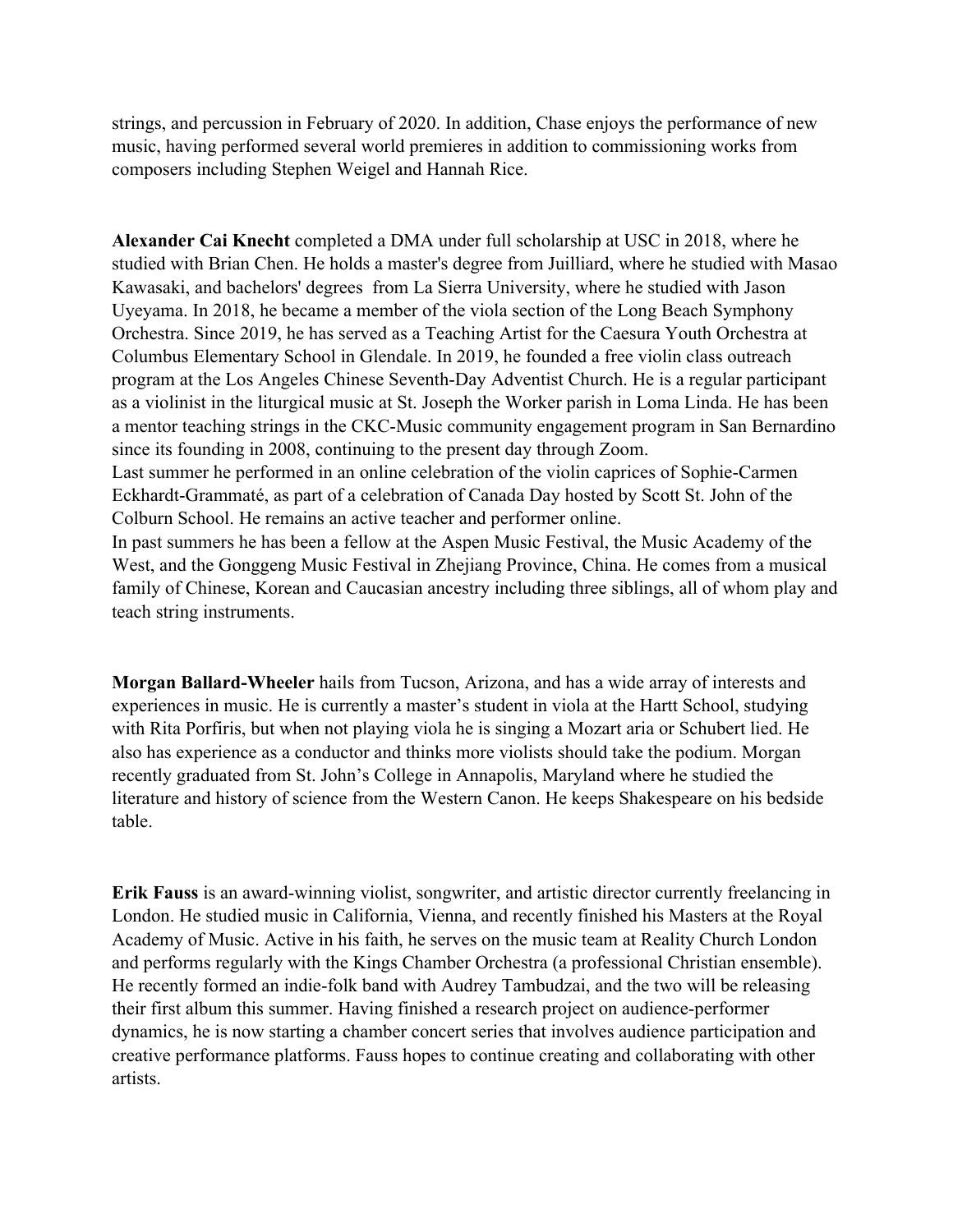strings, and percussion in February of 2020. In addition, Chase enjoys the performance of new music, having performed several world premieres in addition to commissioning works from composers including Stephen Weigel and Hannah Rice.

**Alexander Cai Knecht** completed a DMA under full scholarship at USC in 2018, where he studied with Brian Chen. He holds a master's degree from Juilliard, where he studied with Masao Kawasaki, and bachelors' degrees from La Sierra University, where he studied with Jason Uyeyama. In 2018, he became a member of the viola section of the Long Beach Symphony Orchestra. Since 2019, he has served as a Teaching Artist for the Caesura Youth Orchestra at Columbus Elementary School in Glendale. In 2019, he founded a free violin class outreach program at the Los Angeles Chinese Seventh-Day Adventist Church. He is a regular participant as a violinist in the liturgical music at St. Joseph the Worker parish in Loma Linda. He has been a mentor teaching strings in the CKC-Music community engagement program in San Bernardino since its founding in 2008, continuing to the present day through Zoom.
Last summer he performed in an online celebration of the violin caprices of Sophie-Carmen Eckhardt-Gramматé, as part of a celebration of Canada Day hosted by Scott St. John of the Colburn School. He remains an active teacher and performer online.
In past summers he has been a fellow at the Aspen Music Festival, the Music Academy of the West, and the Gonggeng Music Festival in Zhejiang Province, China. He comes from a musical family of Chinese, Korean and Caucasian ancestry including three siblings, all of whom play and teach string instruments.

**Morgan Ballard-Wheeler** hails from Tucson, Arizona, and has a wide array of interests and experiences in music. He is currently a master's student in viola at the Hartt School, studying with Rita Porfiris, but when not playing viola he is singing a Mozart aria or Schubert lied. He also has experience as a conductor and thinks more violists should take the podium. Morgan recently graduated from St. John's College in Annapolis, Maryland where he studied the literature and history of science from the Western Canon. He keeps Shakespeare on his bedside table.

**Erik Fauss** is an award-winning violist, songwriter, and artistic director currently freelancing in London. He studied music in California, Vienna, and recently finished his Masters at the Royal Academy of Music. Active in his faith, he serves on the music team at Reality Church London and performs regularly with the Kings Chamber Orchestra (a professional Christian ensemble). He recently formed an indie-folk band with Audrey Tambudzai, and the two will be releasing their first album this summer. Having finished a research project on audience-performer dynamics, he is now starting a chamber concert series that involves audience participation and creative performance platforms. Fauss hopes to continue creating and collaborating with other artists.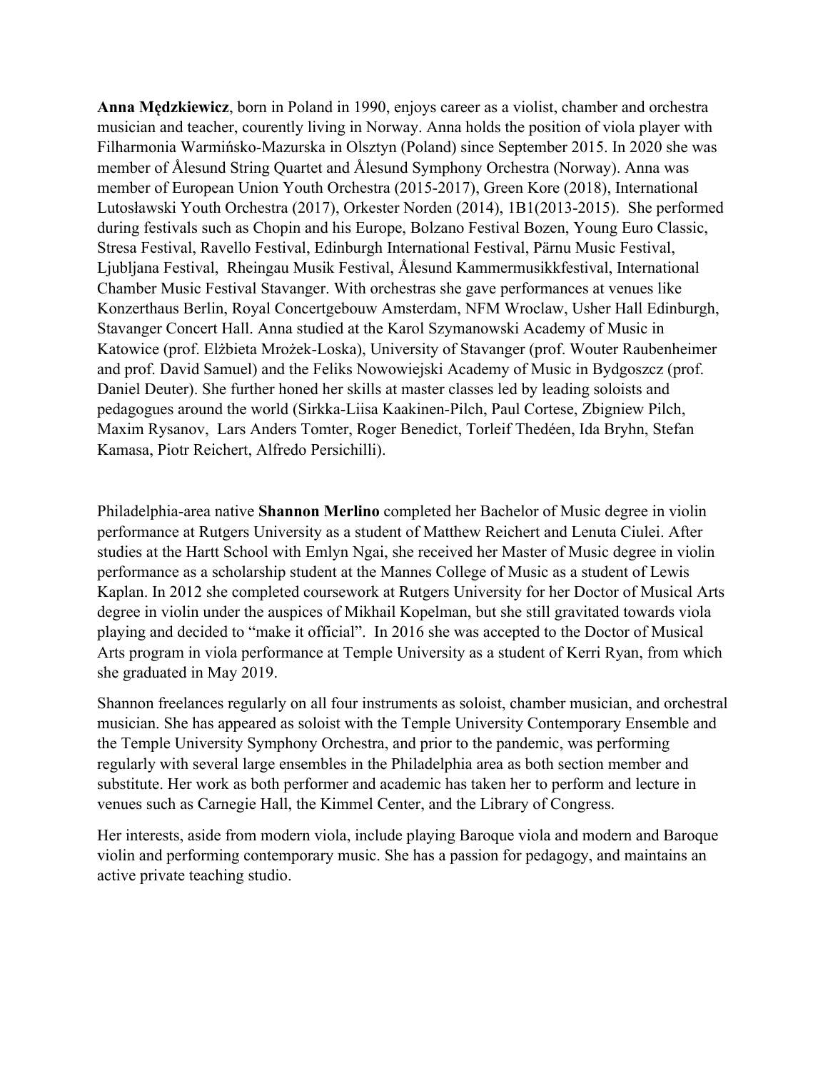**Anna Mędzkiewicz**, born in Poland in 1990, enjoys career as a violist, chamber and orchestra musician and teacher, courently living in Norway. Anna holds the position of viola player with Filharmonia Warmińsko-Mazurska in Olsztyn (Poland) since September 2015. In 2020 she was member of Ålesund String Quartet and Ålesund Symphony Orchestra (Norway). Anna was member of European Union Youth Orchestra (2015-2017), Green Kore (2018), International Lutosławski Youth Orchestra (2017), Orkester Norden (2014), 1B1(2013-2015). She performed during festivals such as Chopin and his Europe, Bolzano Festival Bozen, Young Euro Classic, Stresa Festival, Ravello Festival, Edinburgh International Festival, Pärnu Music Festival, Ljubljana Festival, Rheingau Musik Festival, Ålesund Kammermusikkfestival, International Chamber Music Festival Stavanger. With orchestras she gave performances at venues like Konzerthaus Berlin, Royal Concertgebouw Amsterdam, NFM Wroclaw, Usher Hall Edinburgh, Stavanger Concert Hall. Anna studied at the Karol Szymanowski Academy of Music in Katowice (prof. Elżbieta Mrożek-Loska), University of Stavanger (prof. Wouter Raubenheimer and prof. David Samuel) and the Feliks Nowowiejski Academy of Music in Bydgoszcz (prof. Daniel Deuter). She further honed her skills at master classes led by leading soloists and pedagogues around the world (Sirkka-Liisa Kaakinen-Pilch, Paul Cortese, Zbigniew Pilch, Maxim Rysanov, Lars Anders Tomter, Roger Benedict, Torleif Thedéen, Ida Bryhn, Stefan Kamasa, Piotr Reichert, Alfredo Persichilli).

Philadelphia-area native **Shannon Merlino** completed her Bachelor of Music degree in violin performance at Rutgers University as a student of Matthew Reichert and Lenuta Ciulei. After studies at the Hartt School with Emlyn Ngai, she received her Master of Music degree in violin performance as a scholarship student at the Mannes College of Music as a student of Lewis Kaplan. In 2012 she completed coursework at Rutgers University for her Doctor of Musical Arts degree in violin under the auspices of Mikhail Kopelman, but she still gravitated towards viola playing and decided to "make it official". In 2016 she was accepted to the Doctor of Musical Arts program in viola performance at Temple University as a student of Kerri Ryan, from which she graduated in May 2019.

Shannon freelances regularly on all four instruments as soloist, chamber musician, and orchestral musician. She has appeared as soloist with the Temple University Contemporary Ensemble and the Temple University Symphony Orchestra, and prior to the pandemic, was performing regularly with several large ensembles in the Philadelphia area as both section member and substitute. Her work as both performer and academic has taken her to perform and lecture in venues such as Carnegie Hall, the Kimmel Center, and the Library of Congress.

Her interests, aside from modern viola, include playing Baroque viola and modern and Baroque violin and performing contemporary music. She has a passion for pedagogy, and maintains an active private teaching studio.